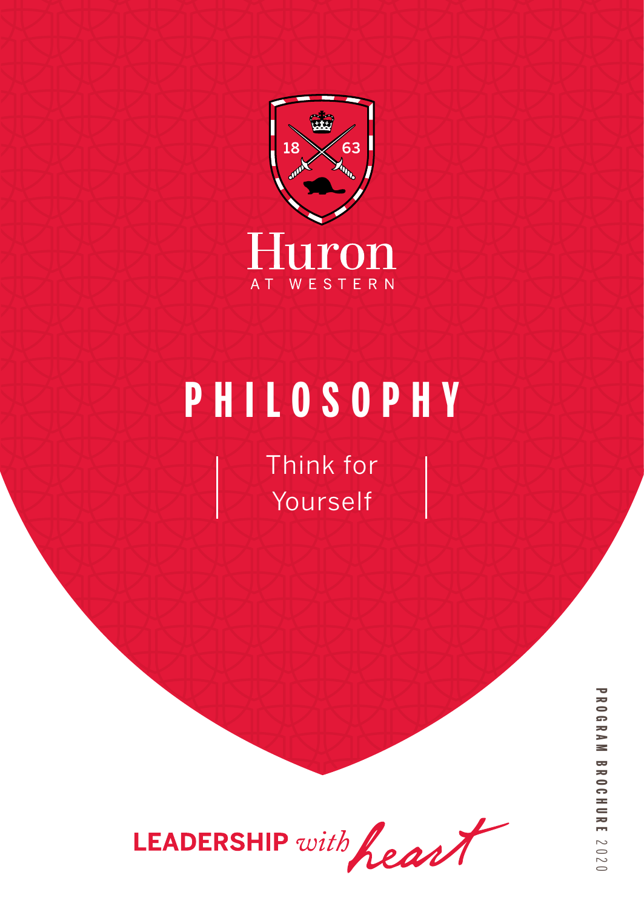Huron

AT WESTERN

# PHILOSOPHY

Think for Yourself

LEADERSHIP *with heart*

PROGRAM BROCHURE 2020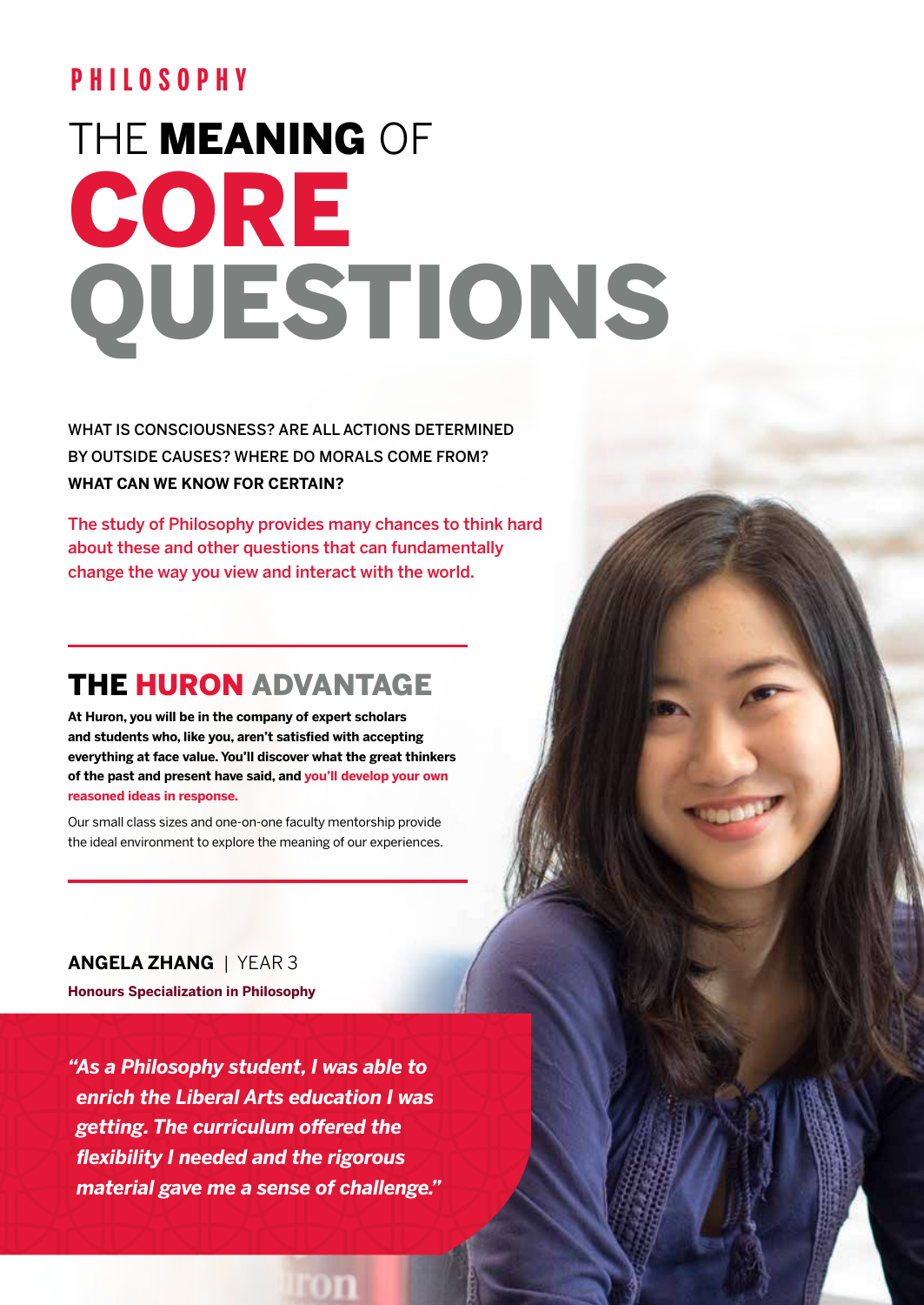PHILOSOPHY

# THE **MEANING** OF CORE QUESTIONS

WHAT IS CONSCIOUSNESS? ARE ALL ACTIONS DETERMINED BY OUTSIDE CAUSES? WHERE DO MORALS COME FROM? **WHAT CAN WE KNOW FOR CERTAIN?**

The study of Philosophy provides many chances to think hard about these and other questions that can fundamentally change the way you view and interact with the world.

## THE HURON ADVANTAGE

**At Huron, you will be in the company of expert scholars and students who, like you, aren't satisfied with accepting everything at face value. You'll discover what the great thinkers of the past and present have said, and you'll develop your own reasoned ideas in response.**

Our small class sizes and one-on-one faculty mentorship provide the ideal environment to explore the meaning of our experiences.

**ANGELA ZHANG** | YEAR 3

**Honours Specialization in Philosophy**

***"As a Philosophy student, I was able to enrich the Liberal Arts education I was getting. The curriculum offered the flexibility I needed and the rigorous material gave me a sense of challenge."***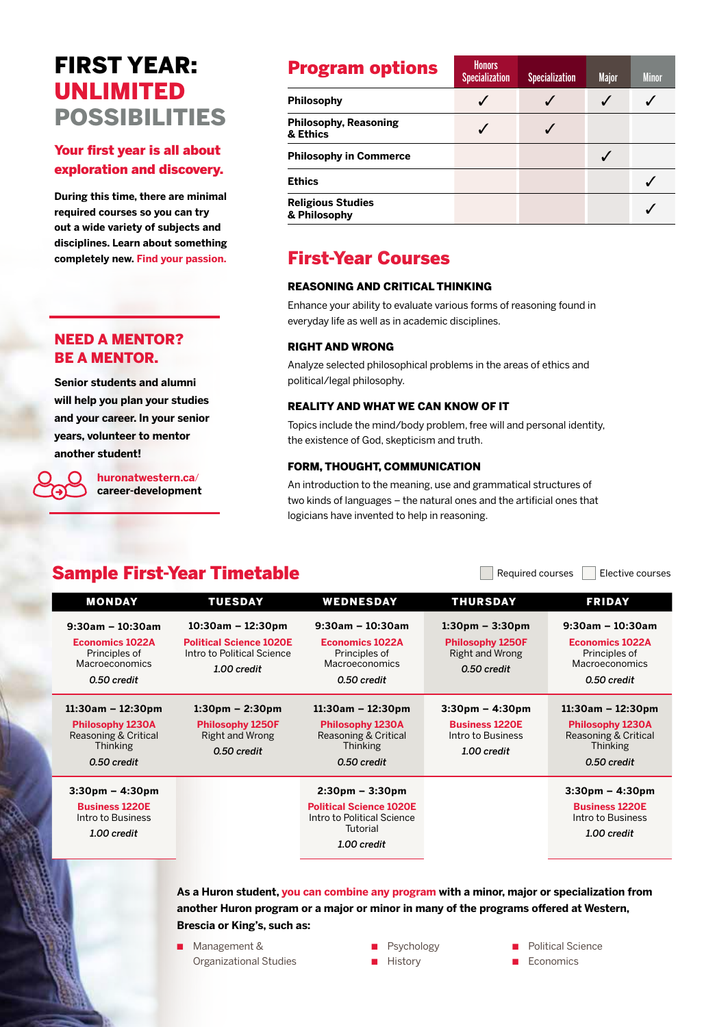# FIRST YEAR: UNLIMITED POSSIBILITIES

## Your first year is all about exploration and discovery.

**During this time, there are minimal required courses so you can try out a wide variety of subjects and disciplines. Learn about something completely new. Find your passion.**

## NEED A MENTOR? BE A MENTOR.

**Senior students and alumni will help you plan your studies and your career. In your senior years, volunteer to mentor another student!**

**huronatwestern.ca/ career-development**

## Program options

| | Honors Specialization | Specialization | Major | Minor |
|---|---|---|---|---|
| **Philosophy** | ✓ | ✓ | ✓ | ✓ |
| **Philosophy, Reasoning & Ethics** | ✓ | ✓ | | |
| **Philosophy in Commerce** | | | ✓ | |
| **Ethics** | | | | ✓ |
| **Religious Studies & Philosophy** | | | | ✓ |

## First-Year Courses

### REASONING AND CRITICAL THINKING

Enhance your ability to evaluate various forms of reasoning found in everyday life as well as in academic disciplines.

### RIGHT AND WRONG

Analyze selected philosophical problems in the areas of ethics and political/legal philosophy.

### REALITY AND WHAT WE CAN KNOW OF IT

Topics include the mind/body problem, free will and personal identity, the existence of God, skepticism and truth.

### FORM, THOUGHT, COMMUNICATION

An introduction to the meaning, use and grammatical structures of two kinds of languages – the natural ones and the artificial ones that logicians have invented to help in reasoning.

## Sample First-Year Timetable

Required courses | Elective courses

| MONDAY | TUESDAY | WEDNESDAY | THURSDAY | FRIDAY |
|---|---|---|---|---|
| **9:30am – 10:30am** Economics 1022A Principles of Macroeconomics *0.50 credit* | **10:30am – 12:30pm** Political Science 1020E Intro to Political Science *1.00 credit* | **9:30am – 10:30am** Economics 1022A Principles of Macroeconomics *0.50 credit* | **1:30pm – 3:30pm** Philosophy 1250F Right and Wrong *0.50 credit* | **9:30am – 10:30am** Economics 1022A Principles of Macroeconomics *0.50 credit* |
| **11:30am – 12:30pm** Philosophy 1230A Reasoning & Critical Thinking *0.50 credit* | **1:30pm – 2:30pm** Philosophy 1250F Right and Wrong *0.50 credit* | **11:30am – 12:30pm** Philosophy 1230A Reasoning & Critical Thinking *0.50 credit* | **3:30pm – 4:30pm** Business 1220E Intro to Business *1.00 credit* | **11:30am – 12:30pm** Philosophy 1230A Reasoning & Critical Thinking *0.50 credit* |
| **3:30pm – 4:30pm** Business 1220E Intro to Business *1.00 credit* | | **2:30pm – 3:30pm** Political Science 1020E Intro to Political Science Tutorial *1.00 credit* | | **3:30pm – 4:30pm** Business 1220E Intro to Business *1.00 credit* |

**As a Huron student, you can combine any program with a minor, major or specialization from another Huron program or a major or minor in many of the programs offered at Western, Brescia or King's, such as:**

- Management & Organizational Studies
- Psychology
- History
- Political Science
- Economics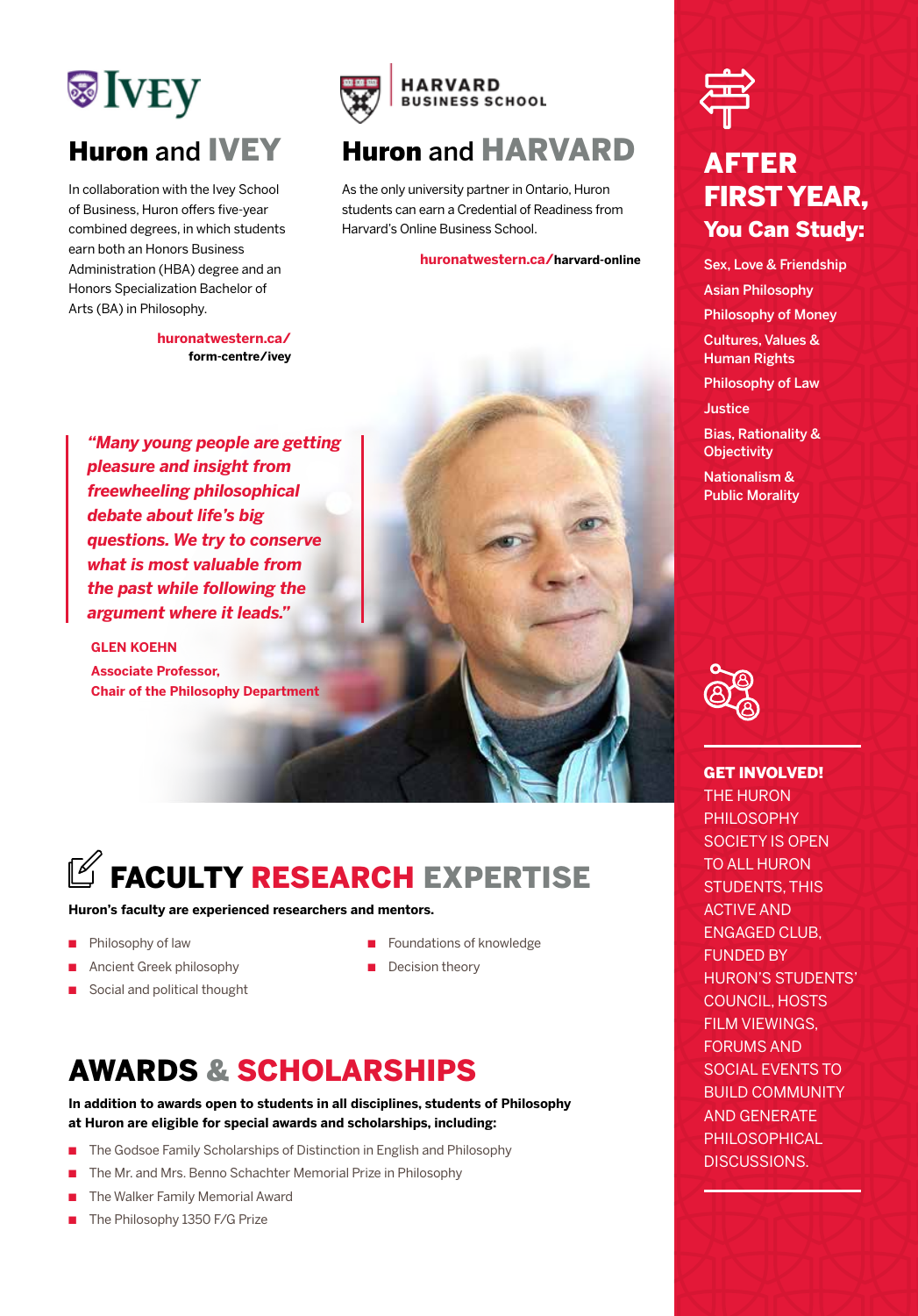## Huron and IVEY

In collaboration with the Ivey School of Business, Huron offers five-year combined degrees, in which students earn both an Honors Business Administration (HBA) degree and an Honors Specialization Bachelor of Arts (BA) in Philosophy.

**huronatwestern.ca/form-centre/ivey**

## Huron and HARVARD

As the only university partner in Ontario, Huron students can earn a Credential of Readiness from Harvard's Online Business School.

**huronatwestern.ca/harvard-online**

> ***"Many young people are getting pleasure and insight from freewheeling philosophical debate about life's big questions. We try to conserve what is most valuable from the past while following the argument where it leads."***

**GLEN KOEHN**
**Associate Professor,**
**Chair of the Philosophy Department**

## FACULTY RESEARCH EXPERTISE

**Huron's faculty are experienced researchers and mentors.**

- Philosophy of law
- Ancient Greek philosophy
- Social and political thought
- Foundations of knowledge
- Decision theory

## AWARDS & SCHOLARSHIPS

**In addition to awards open to students in all disciplines, students of Philosophy at Huron are eligible for special awards and scholarships, including:**

- The Godsoe Family Scholarships of Distinction in English and Philosophy
- The Mr. and Mrs. Benno Schachter Memorial Prize in Philosophy
- The Walker Family Memorial Award
- The Philosophy 1350 F/G Prize

## AFTER FIRST YEAR, You Can Study:

- Sex, Love & Friendship
- Asian Philosophy
- Philosophy of Money
- Cultures, Values & Human Rights
- Philosophy of Law
- Justice
- Bias, Rationality & Objectivity
- Nationalism & Public Morality

**GET INVOLVED!**
THE HURON PHILOSOPHY SOCIETY IS OPEN TO ALL HURON STUDENTS, THIS ACTIVE AND ENGAGED CLUB, FUNDED BY HURON'S STUDENTS' COUNCIL, HOSTS FILM VIEWINGS, FORUMS AND SOCIAL EVENTS TO BUILD COMMUNITY AND GENERATE PHILOSOPHICAL DISCUSSIONS.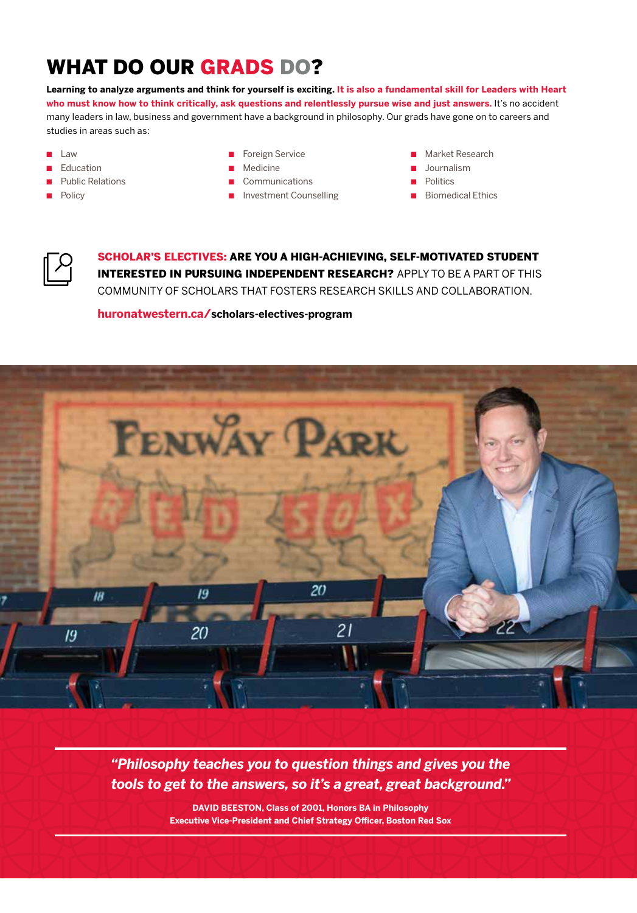# WHAT DO OUR GRADS DO?

**Learning to analyze arguments and think for yourself is exciting. It is also a fundamental skill for Leaders with Heart who must know how to think critically, ask questions and relentlessly pursue wise and just answers.** It's no accident many leaders in law, business and government have a background in philosophy. Our grads have gone on to careers and studies in areas such as:

- Law
- Education
- Public Relations
- Policy
- Foreign Service
- Medicine
- Communications
- Investment Counselling
- Market Research
- Journalism
- Politics
- Biomedical Ethics

**SCHOLAR'S ELECTIVES: ARE YOU A HIGH-ACHIEVING, SELF-MOTIVATED STUDENT INTERESTED IN PURSUING INDEPENDENT RESEARCH?** APPLY TO BE A PART OF THIS COMMUNITY OF SCHOLARS THAT FOSTERS RESEARCH SKILLS AND COLLABORATION.

**huronatwestern.ca/scholars-electives-program**

> ***"Philosophy teaches you to question things and gives you the tools to get to the answers, so it's a great, great background."***
>
> **DAVID BEESTON, Class of 2001, Honors BA in Philosophy**
> **Executive Vice-President and Chief Strategy Officer, Boston Red Sox**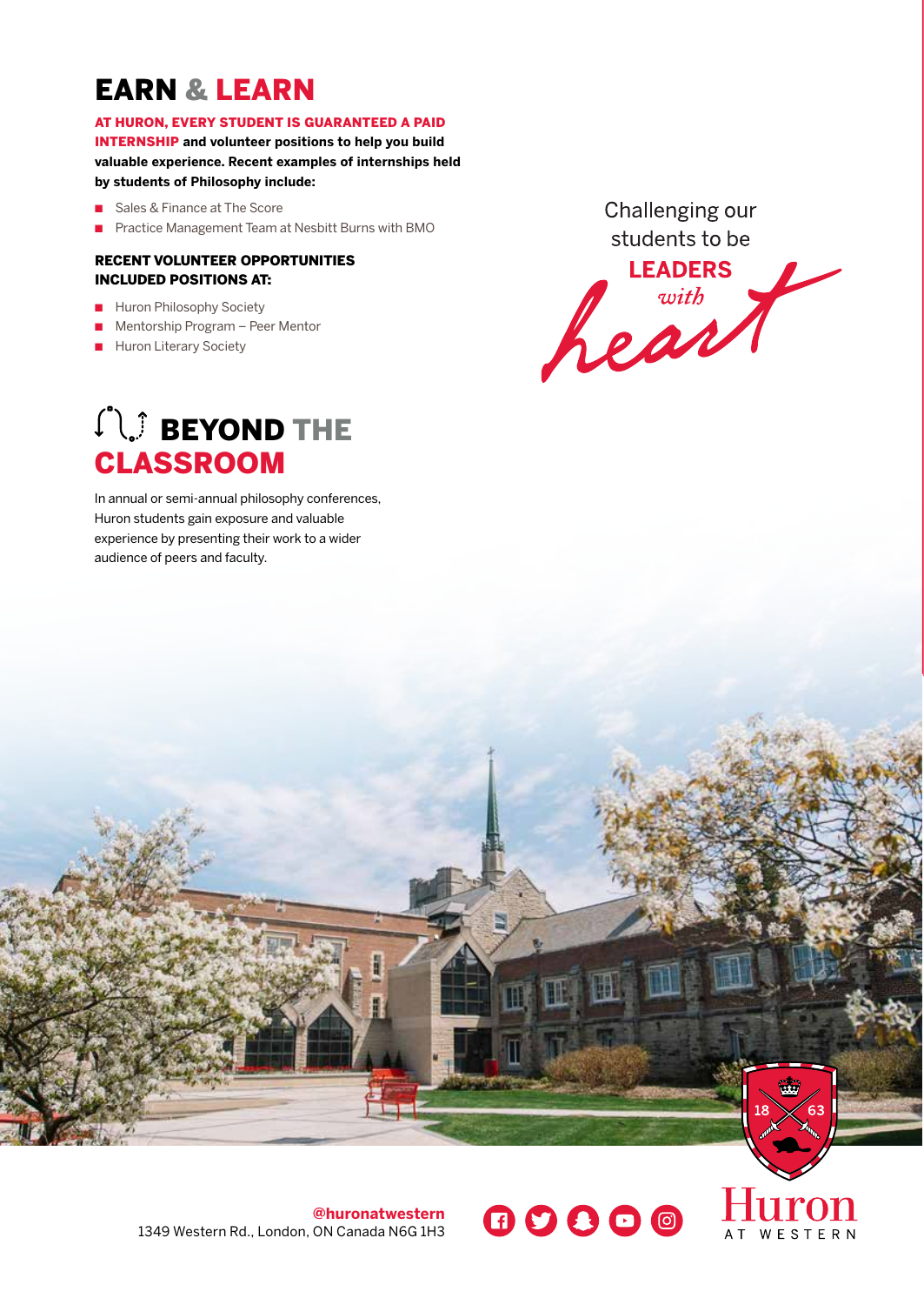# EARN & LEARN

**AT HURON, EVERY STUDENT IS GUARANTEED A PAID INTERNSHIP and volunteer positions to help you build valuable experience. Recent examples of internships held by students of Philosophy include:**

- Sales & Finance at The Score
- Practice Management Team at Nesbitt Burns with BMO

**RECENT VOLUNTEER OPPORTUNITIES INCLUDED POSITIONS AT:**

- Huron Philosophy Society
- Mentorship Program – Peer Mentor
- Huron Literary Society

Challenging our students to be **LEADERS** *with heart*

# BEYOND THE CLASSROOM

In annual or semi-annual philosophy conferences, Huron students gain exposure and valuable experience by presenting their work to a wider audience of peers and faculty.

**@huronatwestern**
1349 Western Rd., London, ON Canada N6G 1H3

Huron AT WESTERN